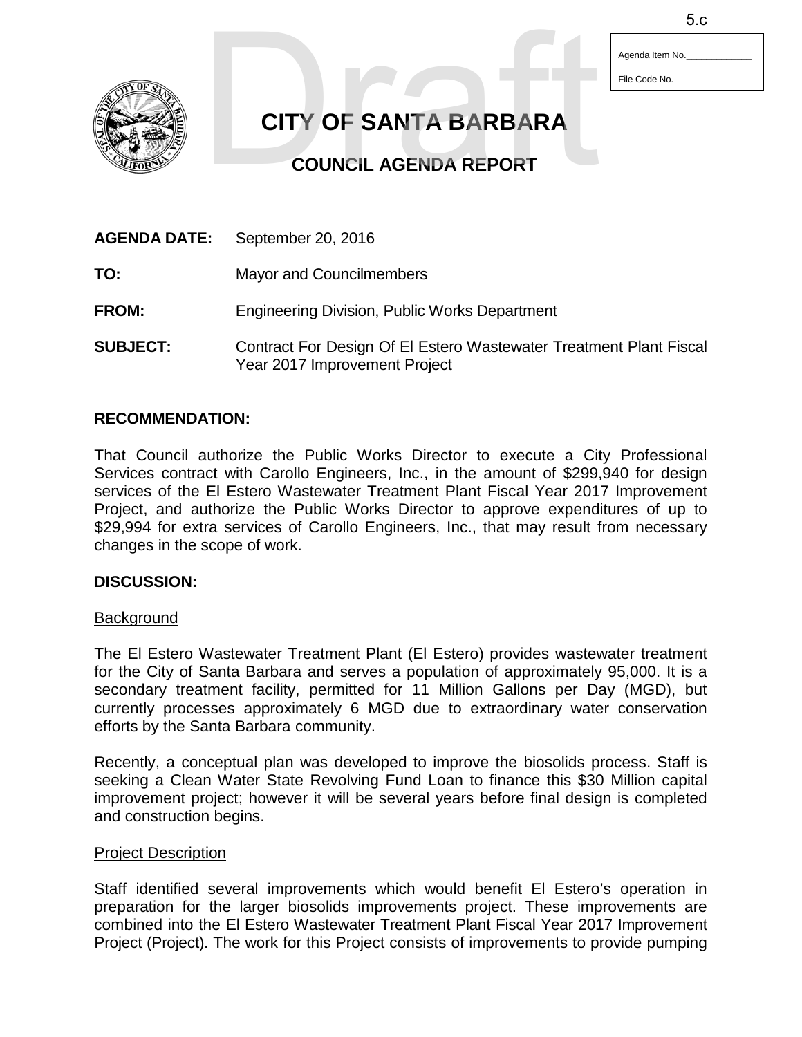5.c

Agenda Item No.\_\_\_\_\_\_\_\_\_\_\_\_\_

File Code No.

Draft

# CITY OF SANTA BARBARA

## COUNCIL AGENDA REPORT

**AGENDA DATE:** September 20, 2016

**TO:** Mayor and Councilmembers

**FROM:** Engineering Division, Public Works Department

**SUBJECT:** Contract For Design Of El Estero Wastewater Treatment Plant Fiscal Year 2017 Improvement Project

### RECOMMENDATION:

That Council authorize the Public Works Director to execute a City Professional Services contract with Carollo Engineers, Inc., in the amount of $299,940 for design services of the El Estero Wastewater Treatment Plant Fiscal Year 2017 Improvement Project, and authorize the Public Works Director to approve expenditures of up to $29,994 for extra services of Carollo Engineers, Inc., that may result from necessary changes in the scope of work.

### DISCUSSION:

Background

The El Estero Wastewater Treatment Plant (El Estero) provides wastewater treatment for the City of Santa Barbara and serves a population of approximately 95,000. It is a secondary treatment facility, permitted for 11 Million Gallons per Day (MGD), but currently processes approximately 6 MGD due to extraordinary water conservation efforts by the Santa Barbara community.

Recently, a conceptual plan was developed to improve the biosolids process. Staff is seeking a Clean Water State Revolving Fund Loan to finance this $30 Million capital improvement project; however it will be several years before final design is completed and construction begins.

Project Description

Staff identified several improvements which would benefit El Estero's operation in preparation for the larger biosolids improvements project. These improvements are combined into the El Estero Wastewater Treatment Plant Fiscal Year 2017 Improvement Project (Project). The work for this Project consists of improvements to provide pumping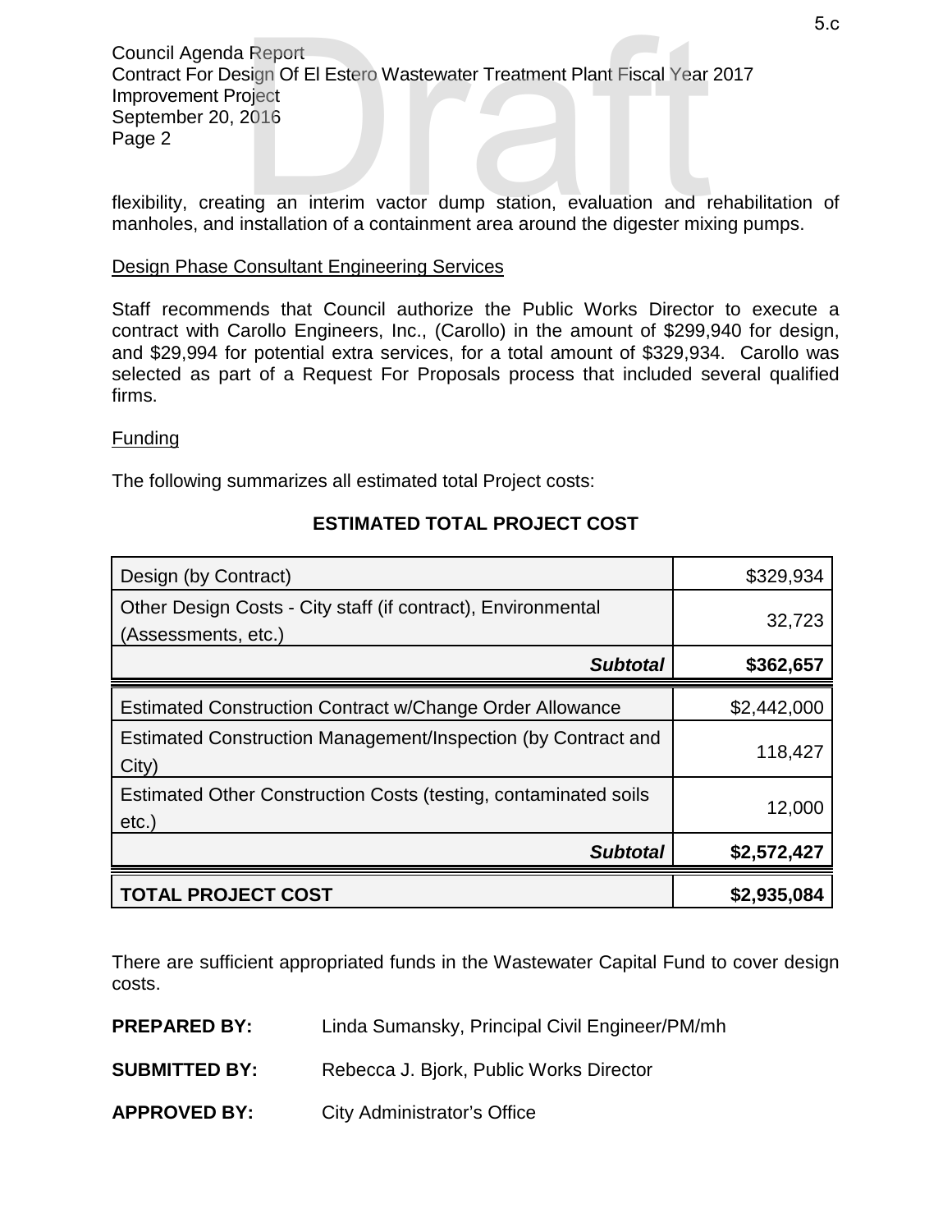flexibility, creating an interim vactor dump station, evaluation and rehabilitation of manholes, and installation of a containment area around the digester mixing pumps.

Design Phase Consultant Engineering Services

Staff recommends that Council authorize the Public Works Director to execute a contract with Carollo Engineers, Inc., (Carollo) in the amount of $299,940 for design, and $29,994 for potential extra services, for a total amount of $329,934. Carollo was selected as part of a Request For Proposals process that included several qualified firms.

Funding

The following summarizes all estimated total Project costs:

**ESTIMATED TOTAL PROJECT COST**

| | |
|---|---|
| Design (by Contract) | $329,934 |
| Other Design Costs - City staff (if contract), Environmental (Assessments, etc.) | 32,723 |
| ***Subtotal*** | **$362,657** |
| Estimated Construction Contract w/Change Order Allowance | $2,442,000 |
| Estimated Construction Management/Inspection (by Contract and City) | 118,427 |
| Estimated Other Construction Costs (testing, contaminated soils etc.) | 12,000 |
| ***Subtotal*** | **$2,572,427** |
| **TOTAL PROJECT COST** | **$2,935,084** |

There are sufficient appropriated funds in the Wastewater Capital Fund to cover design costs.

**PREPARED BY:** Linda Sumansky, Principal Civil Engineer/PM/mh

**SUBMITTED BY:** Rebecca J. Bjork, Public Works Director

**APPROVED BY:** City Administrator's Office